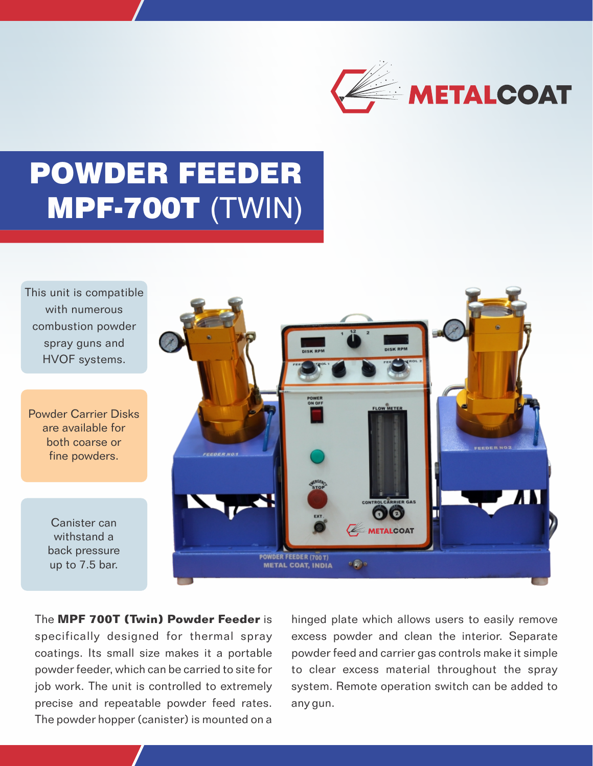# POWDER FEEDER MPF-700T (TWIN)

This unit is compatible with numerous combustion powder spray guns and HVOF systems.

Powder Carrier Disks are available for both coarse or fine powders.

Canister can withstand a back pressure up to 7.5 bar.

The **MPF 700T (Twin) Powder Feeder** is specifically designed for thermal spray coatings. Its small size makes it a portable powder feeder, which can be carried to site for job work. The unit is controlled to extremely precise and repeatable powder feed rates. The powder hopper (canister) is mounted on a hinged plate which allows users to easily remove excess powder and clean the interior. Separate powder feed and carrier gas controls make it simple to clear excess material throughout the spray system. Remote operation switch can be added to any gun.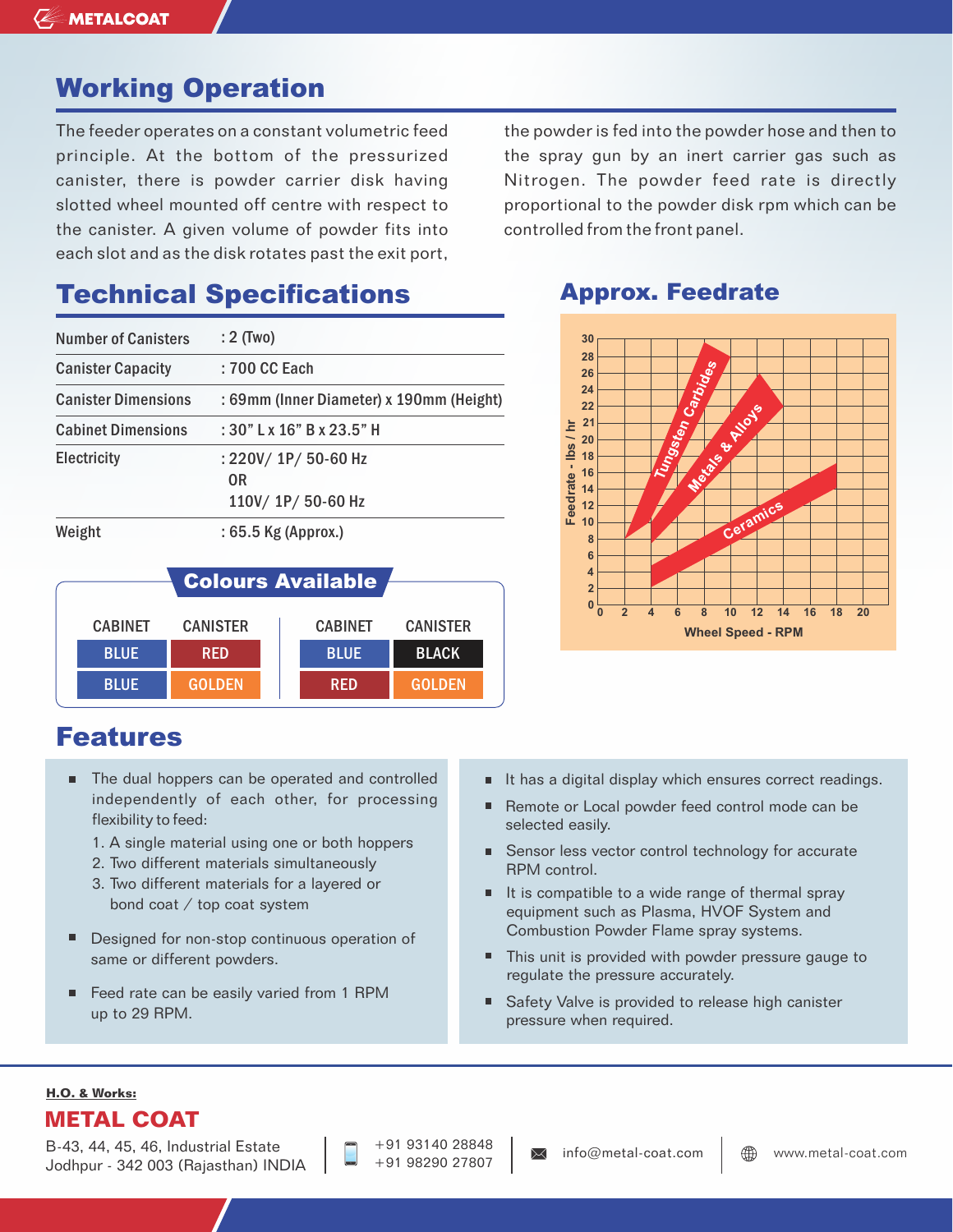## Working Operation

The feeder operates on a constant volumetric feed principle. At the bottom of the pressurized canister, there is powder carrier disk having slotted wheel mounted off centre with respect to the canister. A given volume of powder fits into each slot and as the disk rotates past the exit port, the powder is fed into the powder hose and then to the spray gun by an inert carrier gas such as Nitrogen. The powder feed rate is directly proportional to the powder disk rpm which can be controlled from the front panel.

## Technical Specifications

| | |
|---|---|
| Number of Canisters | : 2 (Two) |
| Canister Capacity | : 700 CC Each |
| Canister Dimensions | : 69mm (Inner Diameter) x 190mm (Height) |
| Cabinet Dimensions | : 30" L x 16" B x 23.5" H |
| Electricity | : 220V/ 1P/ 50-60 Hz<br>OR<br>110V/ 1P/ 50-60 Hz |
| Weight | : 65.5 Kg (Approx.) |

### Colours Available

| CABINET | CANISTER | CABINET | CANISTER |
|---|---|---|---|
| BLUE | RED | BLUE | BLACK |
| BLUE | GOLDEN | RED | GOLDEN |

## Approx. Feedrate

Feedrate - lbs / hr

30 28 26 24 22 21 20 18 16 14 12 10 8 6 4 2 0

Tungsten Carbides

Metals & Alloys

Ceramics

0 2 4 6 8 10 12 14 16 18 20

Wheel Speed - RPM

## Features

- The dual hoppers can be operated and controlled independently of each other, for processing flexibility to feed:
  1. A single material using one or both hoppers
  2. Two different materials simultaneously
  3. Two different materials for a layered or bond coat / top coat system
- Designed for non-stop continuous operation of same or different powders.
- Feed rate can be easily varied from 1 RPM up to 29 RPM.
- It has a digital display which ensures correct readings.
- Remote or Local powder feed control mode can be selected easily.
- Sensor less vector control technology for accurate RPM control.
- It is compatible to a wide range of thermal spray equipment such as Plasma, HVOF System and Combustion Powder Flame spray systems.
- This unit is provided with powder pressure gauge to regulate the pressure accurately.
- Safety Valve is provided to release high canister pressure when required.

**H.O. & Works:**

**METAL COAT**

B-43, 44, 45, 46, Industrial Estate
Jodhpur - 342 003 (Rajasthan) INDIA

+91 93140 28848
+91 98290 27807

info@metal-coat.com

www.metal-coat.com